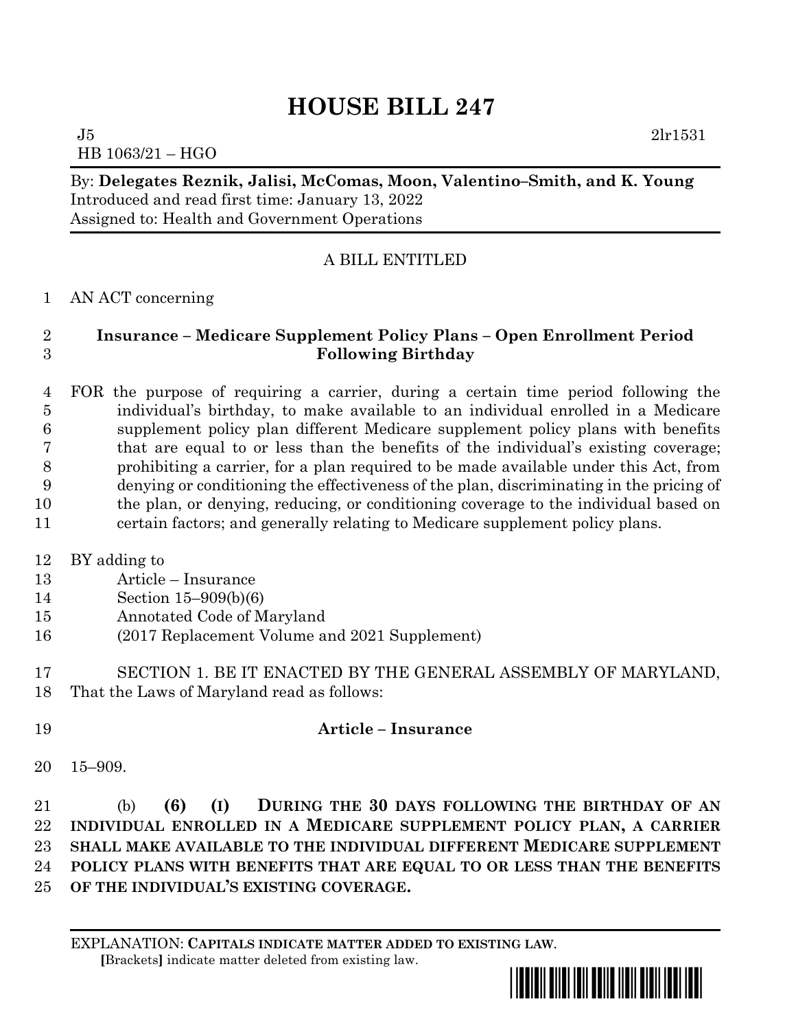# HOUSE BILL 247

J5 2lr1531
HB 1063/21 – HGO

By: **Delegates Reznik, Jalisi, McComas, Moon, Valentino–Smith, and K. Young**
Introduced and read first time: January 13, 2022
Assigned to: Health and Government Operations

A BILL ENTITLED

1 AN ACT concerning

2 **Insurance – Medicare Supplement Policy Plans – Open Enrollment Period**
3 **Following Birthday**

4 FOR the purpose of requiring a carrier, during a certain time period following the
5 individual's birthday, to make available to an individual enrolled in a Medicare
6 supplement policy plan different Medicare supplement policy plans with benefits
7 that are equal to or less than the benefits of the individual's existing coverage;
8 prohibiting a carrier, for a plan required to be made available under this Act, from
9 denying or conditioning the effectiveness of the plan, discriminating in the pricing of
10 the plan, or denying, reducing, or conditioning coverage to the individual based on
11 certain factors; and generally relating to Medicare supplement policy plans.

12 BY adding to
13 Article – Insurance
14 Section 15–909(b)(6)
15 Annotated Code of Maryland
16 (2017 Replacement Volume and 2021 Supplement)

17 SECTION 1. BE IT ENACTED BY THE GENERAL ASSEMBLY OF MARYLAND,
18 That the Laws of Maryland read as follows:

19 **Article – Insurance**

20 15–909.

21 (b) **(6) (I) DURING THE 30 DAYS FOLLOWING THE BIRTHDAY OF AN**
22 **INDIVIDUAL ENROLLED IN A MEDICARE SUPPLEMENT POLICY PLAN, A CARRIER**
23 **SHALL MAKE AVAILABLE TO THE INDIVIDUAL DIFFERENT MEDICARE SUPPLEMENT**
24 **POLICY PLANS WITH BENEFITS THAT ARE EQUAL TO OR LESS THAN THE BENEFITS**
25 **OF THE INDIVIDUAL'S EXISTING COVERAGE.**

EXPLANATION: **CAPITALS INDICATE MATTER ADDED TO EXISTING LAW**.
[Brackets] indicate matter deleted from existing law.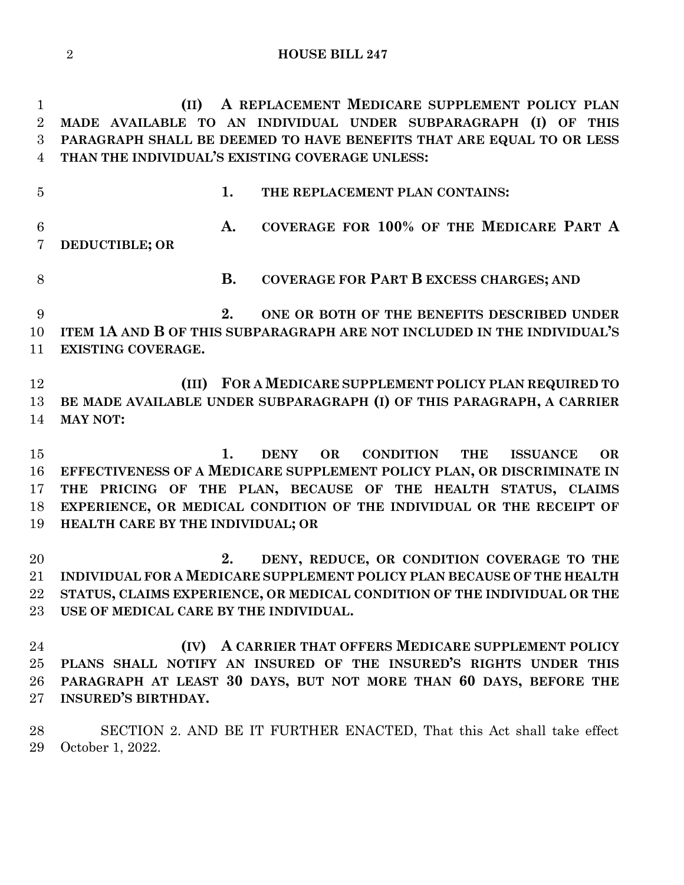**(II) A REPLACEMENT MEDICARE SUPPLEMENT POLICY PLAN MADE AVAILABLE TO AN INDIVIDUAL UNDER SUBPARAGRAPH (I) OF THIS PARAGRAPH SHALL BE DEEMED TO HAVE BENEFITS THAT ARE EQUAL TO OR LESS THAN THE INDIVIDUAL'S EXISTING COVERAGE UNLESS:**

**1. THE REPLACEMENT PLAN CONTAINS:**

**A. COVERAGE FOR 100% OF THE MEDICARE PART A DEDUCTIBLE; OR**

**B. COVERAGE FOR PART B EXCESS CHARGES; AND**

**2. ONE OR BOTH OF THE BENEFITS DESCRIBED UNDER ITEM 1A AND B OF THIS SUBPARAGRAPH ARE NOT INCLUDED IN THE INDIVIDUAL'S EXISTING COVERAGE.**

**(III) FOR A MEDICARE SUPPLEMENT POLICY PLAN REQUIRED TO BE MADE AVAILABLE UNDER SUBPARAGRAPH (I) OF THIS PARAGRAPH, A CARRIER MAY NOT:**

**1. DENY OR CONDITION THE ISSUANCE OR EFFECTIVENESS OF A MEDICARE SUPPLEMENT POLICY PLAN, OR DISCRIMINATE IN THE PRICING OF THE PLAN, BECAUSE OF THE HEALTH STATUS, CLAIMS EXPERIENCE, OR MEDICAL CONDITION OF THE INDIVIDUAL OR THE RECEIPT OF HEALTH CARE BY THE INDIVIDUAL; OR**

**2. DENY, REDUCE, OR CONDITION COVERAGE TO THE INDIVIDUAL FOR A MEDICARE SUPPLEMENT POLICY PLAN BECAUSE OF THE HEALTH STATUS, CLAIMS EXPERIENCE, OR MEDICAL CONDITION OF THE INDIVIDUAL OR THE USE OF MEDICAL CARE BY THE INDIVIDUAL.**

**(IV) A CARRIER THAT OFFERS MEDICARE SUPPLEMENT POLICY PLANS SHALL NOTIFY AN INSURED OF THE INSURED'S RIGHTS UNDER THIS PARAGRAPH AT LEAST 30 DAYS, BUT NOT MORE THAN 60 DAYS, BEFORE THE INSURED'S BIRTHDAY.**

SECTION 2. AND BE IT FURTHER ENACTED, That this Act shall take effect October 1, 2022.